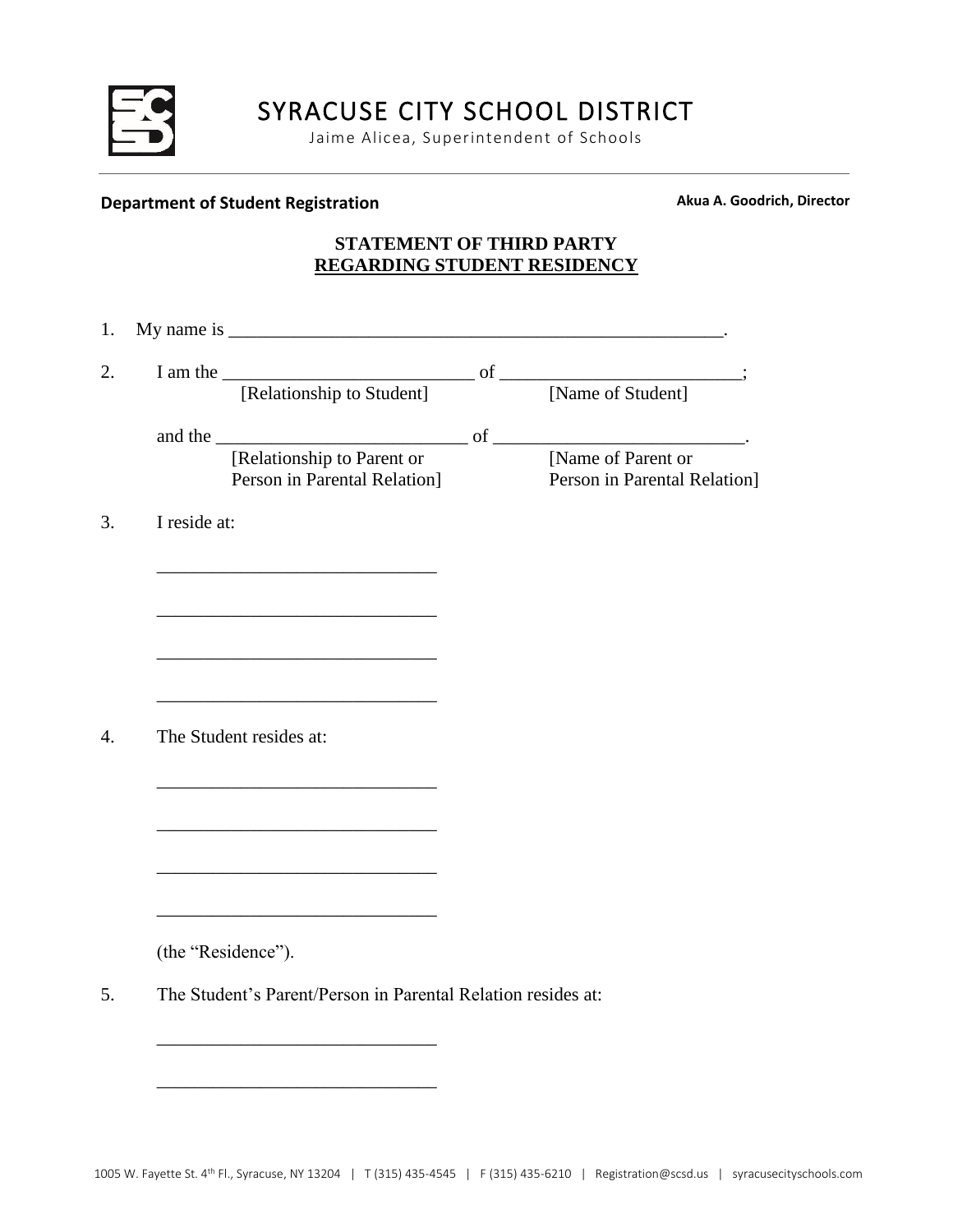# SYRACUSE CITY SCHOOL DISTRICT

Jaime Alicea, Superintendent of Schools

**Department of Student Registration** **Akua A. Goodrich, Director**

## STATEMENT OF THIRD PARTY
## REGARDING STUDENT RESIDENCY

1. My name is ________________________________________________________.

2. I am the ___________________________ of _________________________;
   [Relationship to Student] [Name of Student]

   and the ___________________________ of __________________________.
   [Relationship to Parent or Person in Parental Relation] [Name of Parent or Person in Parental Relation]

3. I reside at:

   ______________________________

   ______________________________

   ______________________________

   ______________________________

4. The Student resides at:

   ______________________________

   ______________________________

   ______________________________

   ______________________________

   (the "Residence").

5. The Student's Parent/Person in Parental Relation resides at:

   ______________________________

   ______________________________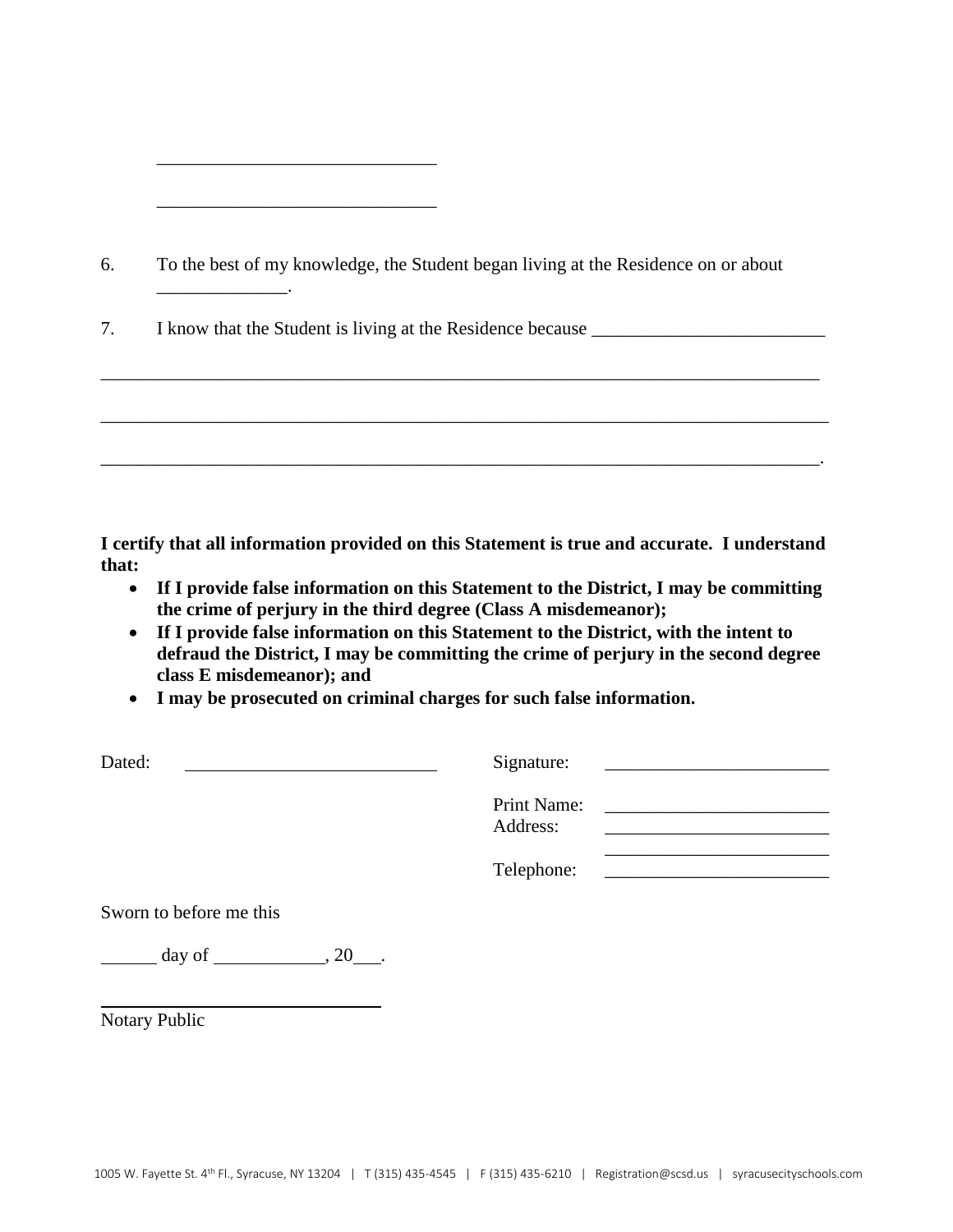______________________________

______________________________

6. To the best of my knowledge, the Student began living at the Residence on or about ______________.

7. I know that the Student is living at the Residence because _________________________

_______________________________________________________________________________

_______________________________________________________________________________

_______________________________________________________________________________.

**I certify that all information provided on this Statement is true and accurate. I understand that:**

- **If I provide false information on this Statement to the District, I may be committing the crime of perjury in the third degree (Class A misdemeanor);**
- **If I provide false information on this Statement to the District, with the intent to defraud the District, I may be committing the crime of perjury in the second degree class E misdemeanor); and**
- **I may be prosecuted on criminal charges for such false information.**

Dated: ___________________________

Signature: ________________________

Print Name: ________________________

Address: ________________________

________________________

Telephone: ________________________

Sworn to before me this

______ day of ____________, 20___.

________________________________

Notary Public

1005 W. Fayette St. 4th Fl., Syracuse, NY 13204 | T (315) 435-4545 | F (315) 435-6210 | Registration@scsd.us | syracusecityschools.com